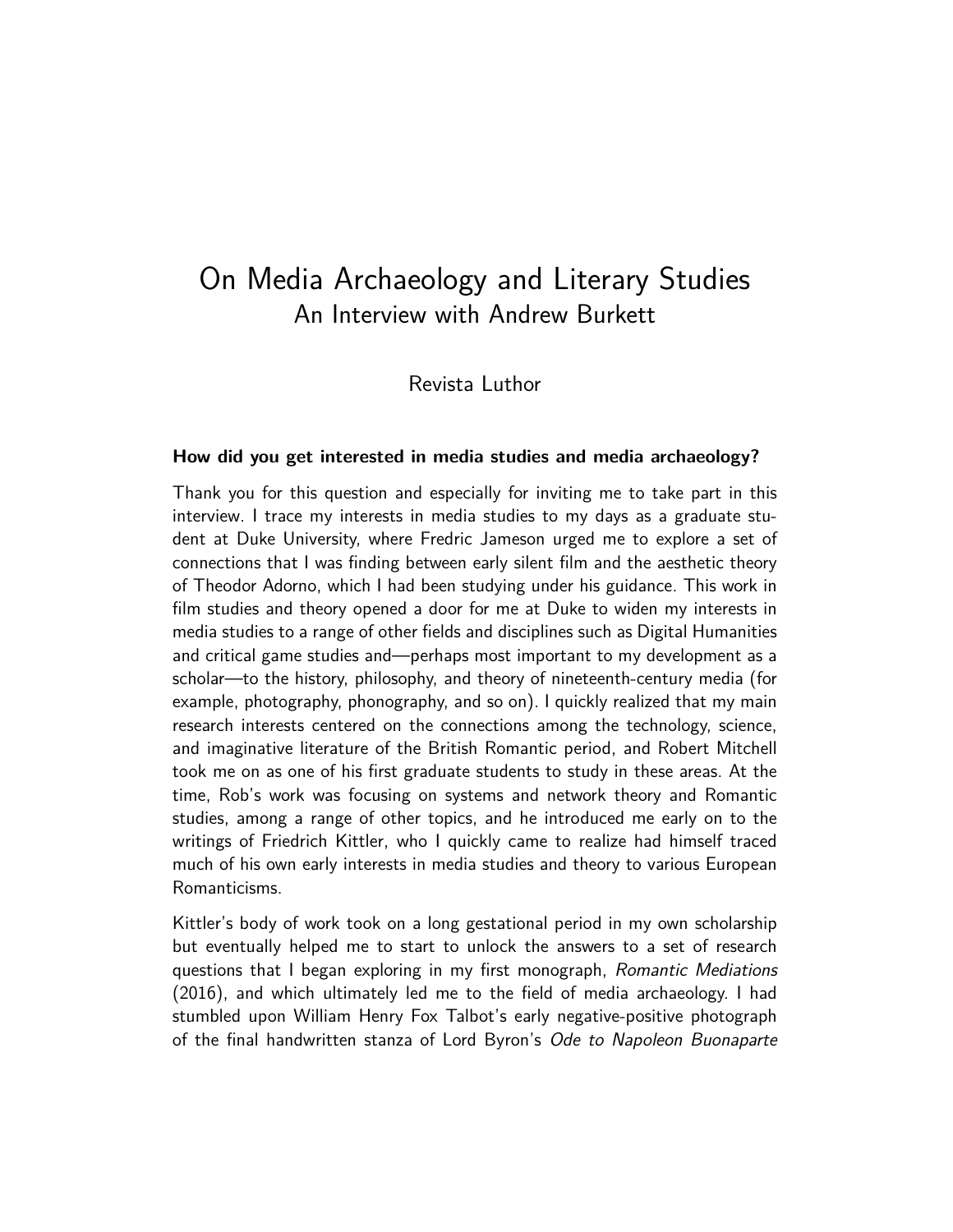# On Media Archaeology and Literary Studies

## An Interview with Andrew Burkett

Revista Luthor

**How did you get interested in media studies and media archaeology?**

Thank you for this question and especially for inviting me to take part in this interview. I trace my interests in media studies to my days as a graduate student at Duke University, where Fredric Jameson urged me to explore a set of connections that I was finding between early silent film and the aesthetic theory of Theodor Adorno, which I had been studying under his guidance. This work in film studies and theory opened a door for me at Duke to widen my interests in media studies to a range of other fields and disciplines such as Digital Humanities and critical game studies and—perhaps most important to my development as a scholar—to the history, philosophy, and theory of nineteenth-century media (for example, photography, phonography, and so on). I quickly realized that my main research interests centered on the connections among the technology, science, and imaginative literature of the British Romantic period, and Robert Mitchell took me on as one of his first graduate students to study in these areas. At the time, Rob's work was focusing on systems and network theory and Romantic studies, among a range of other topics, and he introduced me early on to the writings of Friedrich Kittler, who I quickly came to realize had himself traced much of his own early interests in media studies and theory to various European Romanticisms.

Kittler's body of work took on a long gestational period in my own scholarship but eventually helped me to start to unlock the answers to a set of research questions that I began exploring in my first monograph, *Romantic Mediations* (2016), and which ultimately led me to the field of media archaeology. I had stumbled upon William Henry Fox Talbot's early negative-positive photograph of the final handwritten stanza of Lord Byron's *Ode to Napoleon Buonaparte*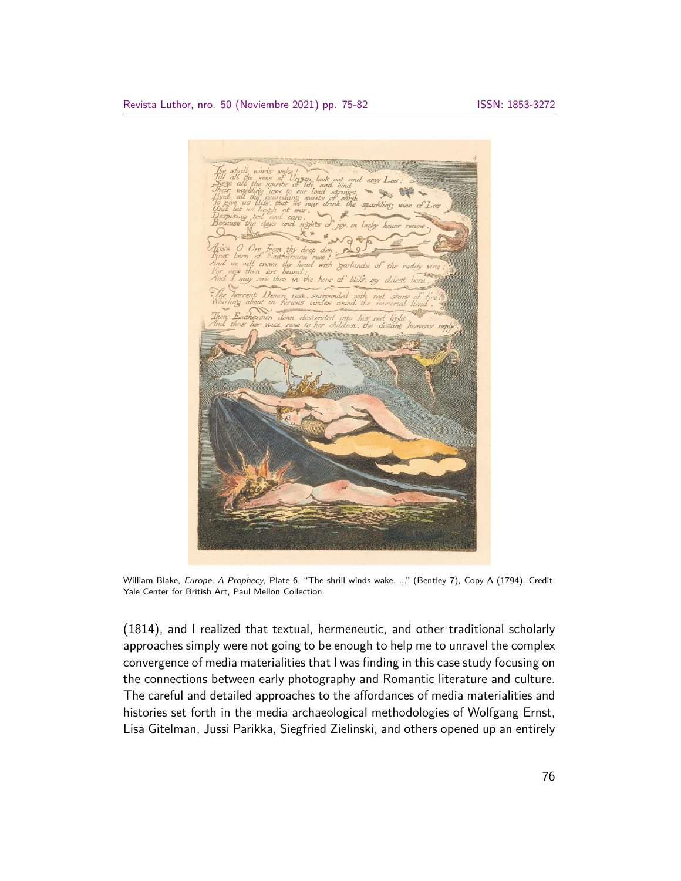William Blake, *Europe. A Prophecy*, Plate 6, "The shrill winds wake. ..." (Bentley 7), Copy A (1794). Credit: Yale Center for British Art, Paul Mellon Collection.

(1814), and I realized that textual, hermeneutic, and other traditional scholarly approaches simply were not going to be enough to help me to unravel the complex convergence of media materialities that I was finding in this case study focusing on the connections between early photography and Romantic literature and culture. The careful and detailed approaches to the affordances of media materialities and histories set forth in the media archaeological methodologies of Wolfgang Ernst, Lisa Gitelman, Jussi Parikka, Siegfried Zielinski, and others opened up an entirely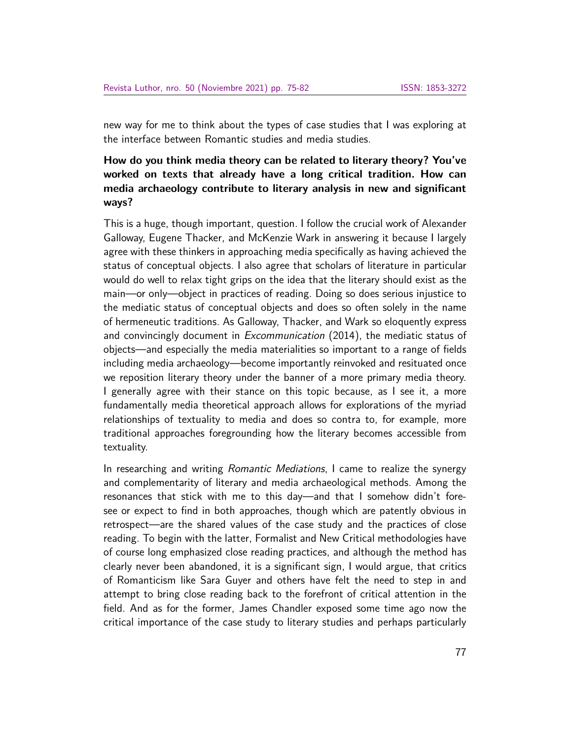new way for me to think about the types of case studies that I was exploring at the interface between Romantic studies and media studies.

**How do you think media theory can be related to literary theory? You've worked on texts that already have a long critical tradition. How can media archaeology contribute to literary analysis in new and significant ways?**

This is a huge, though important, question. I follow the crucial work of Alexander Galloway, Eugene Thacker, and McKenzie Wark in answering it because I largely agree with these thinkers in approaching media specifically as having achieved the status of conceptual objects. I also agree that scholars of literature in particular would do well to relax tight grips on the idea that the literary should exist as the main—or only—object in practices of reading. Doing so does serious injustice to the mediatic status of conceptual objects and does so often solely in the name of hermeneutic traditions. As Galloway, Thacker, and Wark so eloquently express and convincingly document in *Excommunication* (2014), the mediatic status of objects—and especially the media materialities so important to a range of fields including media archaeology—become importantly reinvoked and resituated once we reposition literary theory under the banner of a more primary media theory. I generally agree with their stance on this topic because, as I see it, a more fundamentally media theoretical approach allows for explorations of the myriad relationships of textuality to media and does so contra to, for example, more traditional approaches foregrounding how the literary becomes accessible from textuality.

In researching and writing *Romantic Mediations*, I came to realize the synergy and complementarity of literary and media archaeological methods. Among the resonances that stick with me to this day—and that I somehow didn't foresee or expect to find in both approaches, though which are patently obvious in retrospect—are the shared values of the case study and the practices of close reading. To begin with the latter, Formalist and New Critical methodologies have of course long emphasized close reading practices, and although the method has clearly never been abandoned, it is a significant sign, I would argue, that critics of Romanticism like Sara Guyer and others have felt the need to step in and attempt to bring close reading back to the forefront of critical attention in the field. And as for the former, James Chandler exposed some time ago now the critical importance of the case study to literary studies and perhaps particularly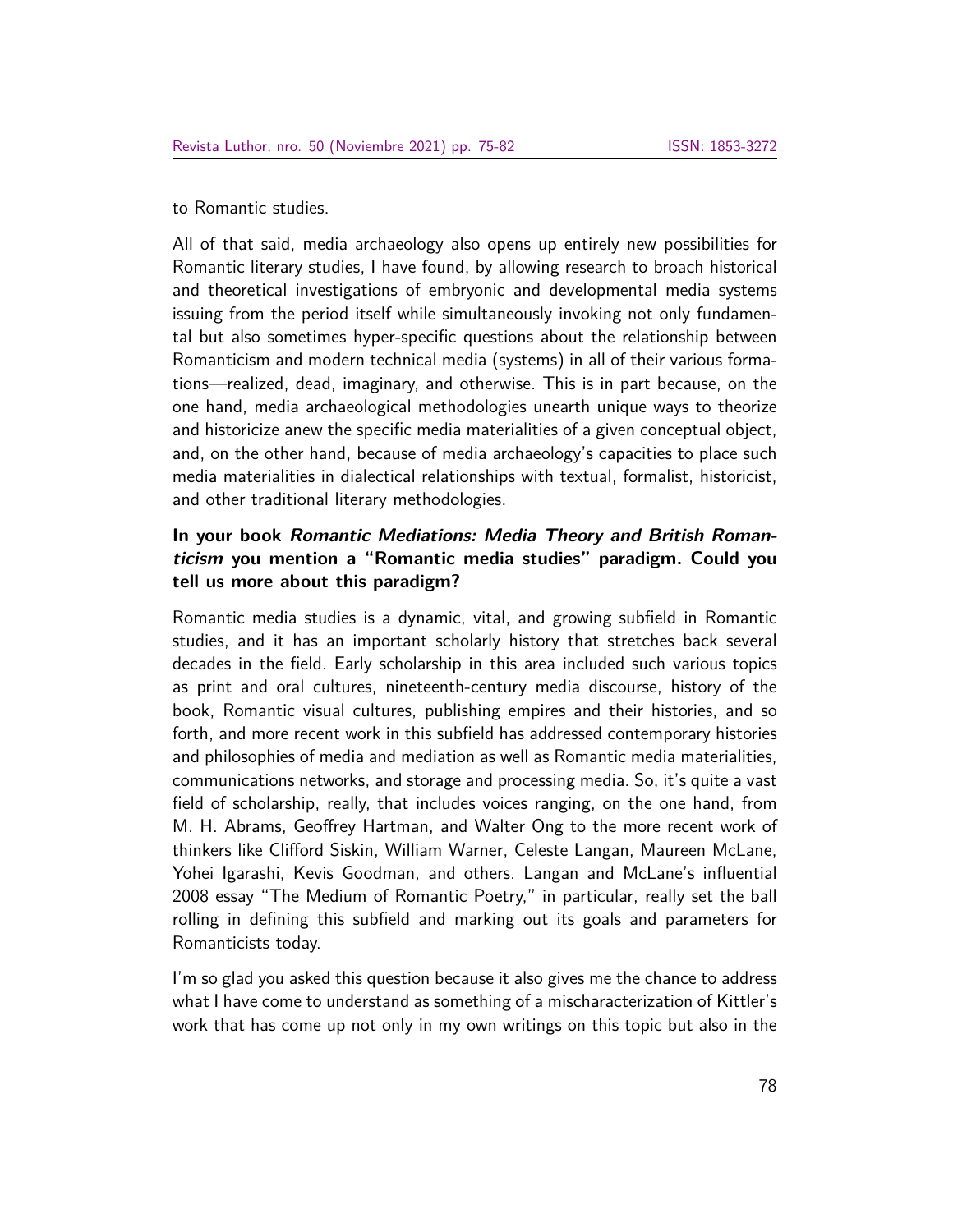to Romantic studies.

All of that said, media archaeology also opens up entirely new possibilities for Romantic literary studies, I have found, by allowing research to broach historical and theoretical investigations of embryonic and developmental media systems issuing from the period itself while simultaneously invoking not only fundamental but also sometimes hyper-specific questions about the relationship between Romanticism and modern technical media (systems) in all of their various formations—realized, dead, imaginary, and otherwise. This is in part because, on the one hand, media archaeological methodologies unearth unique ways to theorize and historicize anew the specific media materialities of a given conceptual object, and, on the other hand, because of media archaeology's capacities to place such media materialities in dialectical relationships with textual, formalist, historicist, and other traditional literary methodologies.

**In your book *Romantic Mediations: Media Theory and British Romanticism* you mention a "Romantic media studies" paradigm. Could you tell us more about this paradigm?**

Romantic media studies is a dynamic, vital, and growing subfield in Romantic studies, and it has an important scholarly history that stretches back several decades in the field. Early scholarship in this area included such various topics as print and oral cultures, nineteenth-century media discourse, history of the book, Romantic visual cultures, publishing empires and their histories, and so forth, and more recent work in this subfield has addressed contemporary histories and philosophies of media and mediation as well as Romantic media materialities, communications networks, and storage and processing media. So, it's quite a vast field of scholarship, really, that includes voices ranging, on the one hand, from M. H. Abrams, Geoffrey Hartman, and Walter Ong to the more recent work of thinkers like Clifford Siskin, William Warner, Celeste Langan, Maureen McLane, Yohei Igarashi, Kevis Goodman, and others. Langan and McLane's influential 2008 essay "The Medium of Romantic Poetry," in particular, really set the ball rolling in defining this subfield and marking out its goals and parameters for Romanticists today.

I'm so glad you asked this question because it also gives me the chance to address what I have come to understand as something of a mischaracterization of Kittler's work that has come up not only in my own writings on this topic but also in the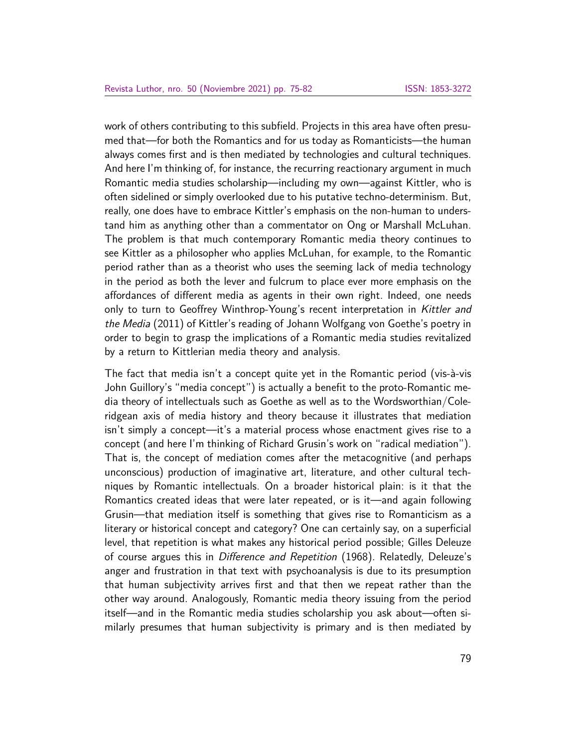work of others contributing to this subfield. Projects in this area have often presumed that—for both the Romantics and for us today as Romanticists—the human always comes first and is then mediated by technologies and cultural techniques. And here I'm thinking of, for instance, the recurring reactionary argument in much Romantic media studies scholarship—including my own—against Kittler, who is often sidelined or simply overlooked due to his putative techno-determinism. But, really, one does have to embrace Kittler's emphasis on the non-human to understand him as anything other than a commentator on Ong or Marshall McLuhan. The problem is that much contemporary Romantic media theory continues to see Kittler as a philosopher who applies McLuhan, for example, to the Romantic period rather than as a theorist who uses the seeming lack of media technology in the period as both the lever and fulcrum to place ever more emphasis on the affordances of different media as agents in their own right. Indeed, one needs only to turn to Geoffrey Winthrop-Young's recent interpretation in *Kittler and the Media* (2011) of Kittler's reading of Johann Wolfgang von Goethe's poetry in order to begin to grasp the implications of a Romantic media studies revitalized by a return to Kittlerian media theory and analysis.

The fact that media isn't a concept quite yet in the Romantic period (vis-à-vis John Guillory's "media concept") is actually a benefit to the proto-Romantic media theory of intellectuals such as Goethe as well as to the Wordsworthian/Coleridgean axis of media history and theory because it illustrates that mediation isn't simply a concept—it's a material process whose enactment gives rise to a concept (and here I'm thinking of Richard Grusin's work on "radical mediation"). That is, the concept of mediation comes after the metacognitive (and perhaps unconscious) production of imaginative art, literature, and other cultural techniques by Romantic intellectuals. On a broader historical plain: is it that the Romantics created ideas that were later repeated, or is it—and again following Grusin—that mediation itself is something that gives rise to Romanticism as a literary or historical concept and category? One can certainly say, on a superficial level, that repetition is what makes any historical period possible; Gilles Deleuze of course argues this in *Difference and Repetition* (1968). Relatedly, Deleuze's anger and frustration in that text with psychoanalysis is due to its presumption that human subjectivity arrives first and that then we repeat rather than the other way around. Analogously, Romantic media theory issuing from the period itself—and in the Romantic media studies scholarship you ask about—often similarly presumes that human subjectivity is primary and is then mediated by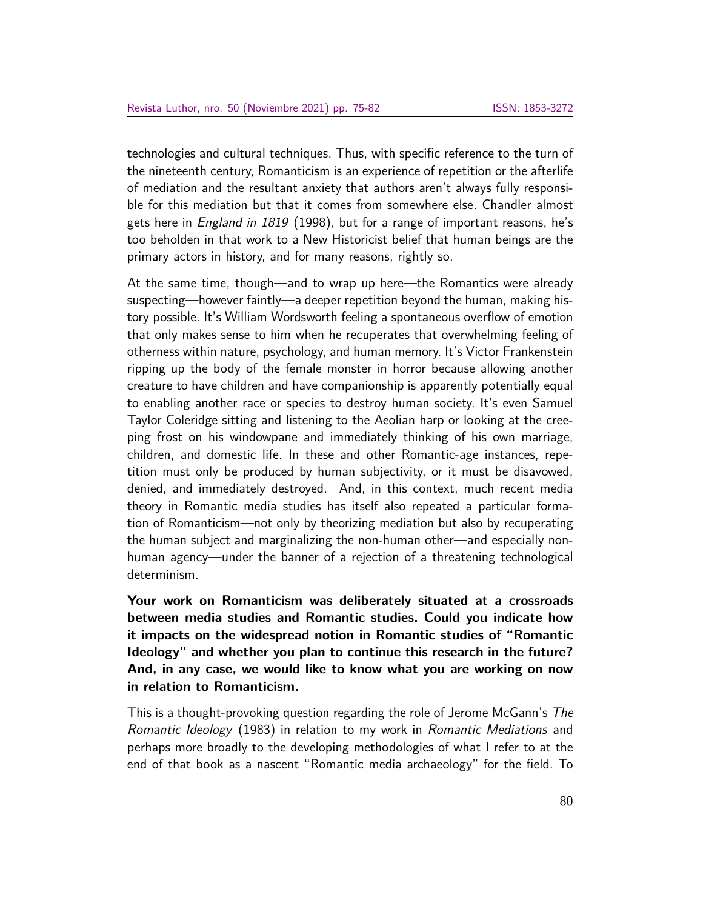technologies and cultural techniques. Thus, with specific reference to the turn of the nineteenth century, Romanticism is an experience of repetition or the afterlife of mediation and the resultant anxiety that authors aren't always fully responsible for this mediation but that it comes from somewhere else. Chandler almost gets here in *England in 1819* (1998), but for a range of important reasons, he's too beholden in that work to a New Historicist belief that human beings are the primary actors in history, and for many reasons, rightly so.

At the same time, though—and to wrap up here—the Romantics were already suspecting—however faintly—a deeper repetition beyond the human, making history possible. It's William Wordsworth feeling a spontaneous overflow of emotion that only makes sense to him when he recuperates that overwhelming feeling of otherness within nature, psychology, and human memory. It's Victor Frankenstein ripping up the body of the female monster in horror because allowing another creature to have children and have companionship is apparently potentially equal to enabling another race or species to destroy human society. It's even Samuel Taylor Coleridge sitting and listening to the Aeolian harp or looking at the creeping frost on his windowpane and immediately thinking of his own marriage, children, and domestic life. In these and other Romantic-age instances, repetition must only be produced by human subjectivity, or it must be disavowed, denied, and immediately destroyed. And, in this context, much recent media theory in Romantic media studies has itself also repeated a particular formation of Romanticism—not only by theorizing mediation but also by recuperating the human subject and marginalizing the non-human other—and especially non-human agency—under the banner of a rejection of a threatening technological determinism.

**Your work on Romanticism was deliberately situated at a crossroads between media studies and Romantic studies. Could you indicate how it impacts on the widespread notion in Romantic studies of "Romantic Ideology" and whether you plan to continue this research in the future? And, in any case, we would like to know what you are working on now in relation to Romanticism.**

This is a thought-provoking question regarding the role of Jerome McGann's *The Romantic Ideology* (1983) in relation to my work in *Romantic Mediations* and perhaps more broadly to the developing methodologies of what I refer to at the end of that book as a nascent "Romantic media archaeology" for the field. To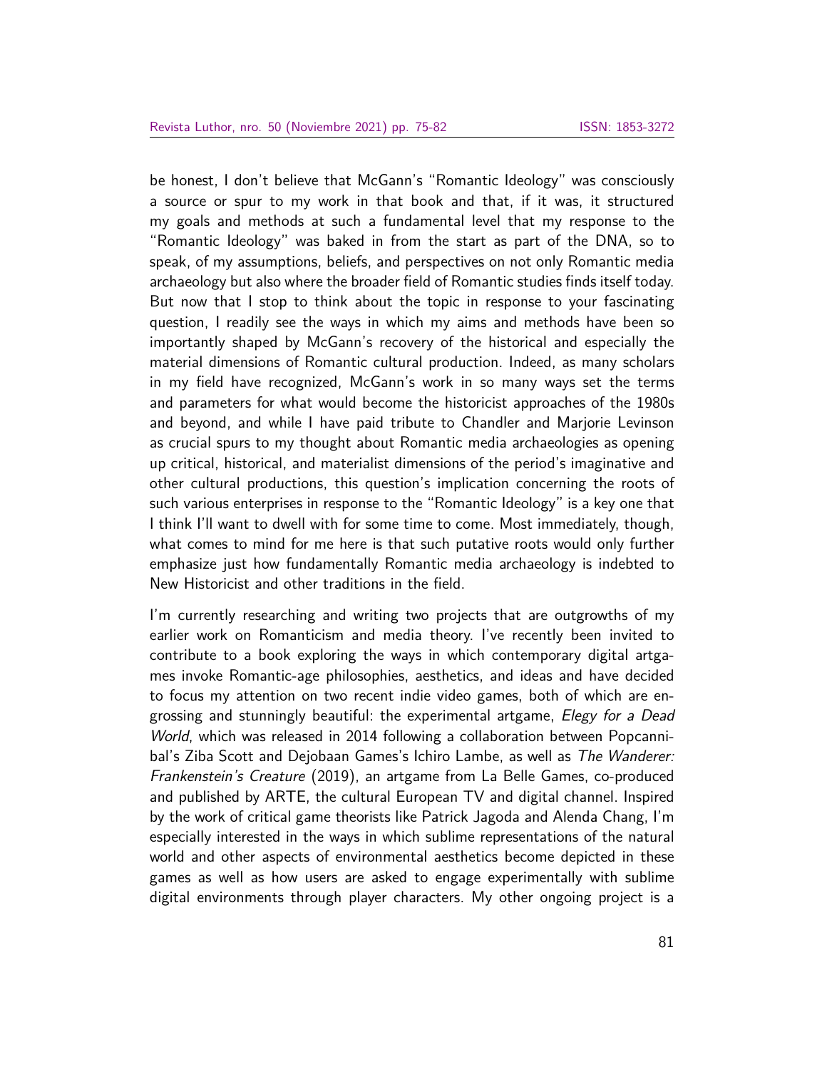be honest, I don't believe that McGann's "Romantic Ideology" was consciously a source or spur to my work in that book and that, if it was, it structured my goals and methods at such a fundamental level that my response to the "Romantic Ideology" was baked in from the start as part of the DNA, so to speak, of my assumptions, beliefs, and perspectives on not only Romantic media archaeology but also where the broader field of Romantic studies finds itself today. But now that I stop to think about the topic in response to your fascinating question, I readily see the ways in which my aims and methods have been so importantly shaped by McGann's recovery of the historical and especially the material dimensions of Romantic cultural production. Indeed, as many scholars in my field have recognized, McGann's work in so many ways set the terms and parameters for what would become the historicist approaches of the 1980s and beyond, and while I have paid tribute to Chandler and Marjorie Levinson as crucial spurs to my thought about Romantic media archaeologies as opening up critical, historical, and materialist dimensions of the period's imaginative and other cultural productions, this question's implication concerning the roots of such various enterprises in response to the "Romantic Ideology" is a key one that I think I'll want to dwell with for some time to come. Most immediately, though, what comes to mind for me here is that such putative roots would only further emphasize just how fundamentally Romantic media archaeology is indebted to New Historicist and other traditions in the field.

I'm currently researching and writing two projects that are outgrowths of my earlier work on Romanticism and media theory. I've recently been invited to contribute to a book exploring the ways in which contemporary digital artgames invoke Romantic-age philosophies, aesthetics, and ideas and have decided to focus my attention on two recent indie video games, both of which are engrossing and stunningly beautiful: the experimental artgame, *Elegy for a Dead World*, which was released in 2014 following a collaboration between Popcannibal's Ziba Scott and Dejobaan Games's Ichiro Lambe, as well as *The Wanderer: Frankenstein's Creature* (2019), an artgame from La Belle Games, co-produced and published by ARTE, the cultural European TV and digital channel. Inspired by the work of critical game theorists like Patrick Jagoda and Alenda Chang, I'm especially interested in the ways in which sublime representations of the natural world and other aspects of environmental aesthetics become depicted in these games as well as how users are asked to engage experimentally with sublime digital environments through player characters. My other ongoing project is a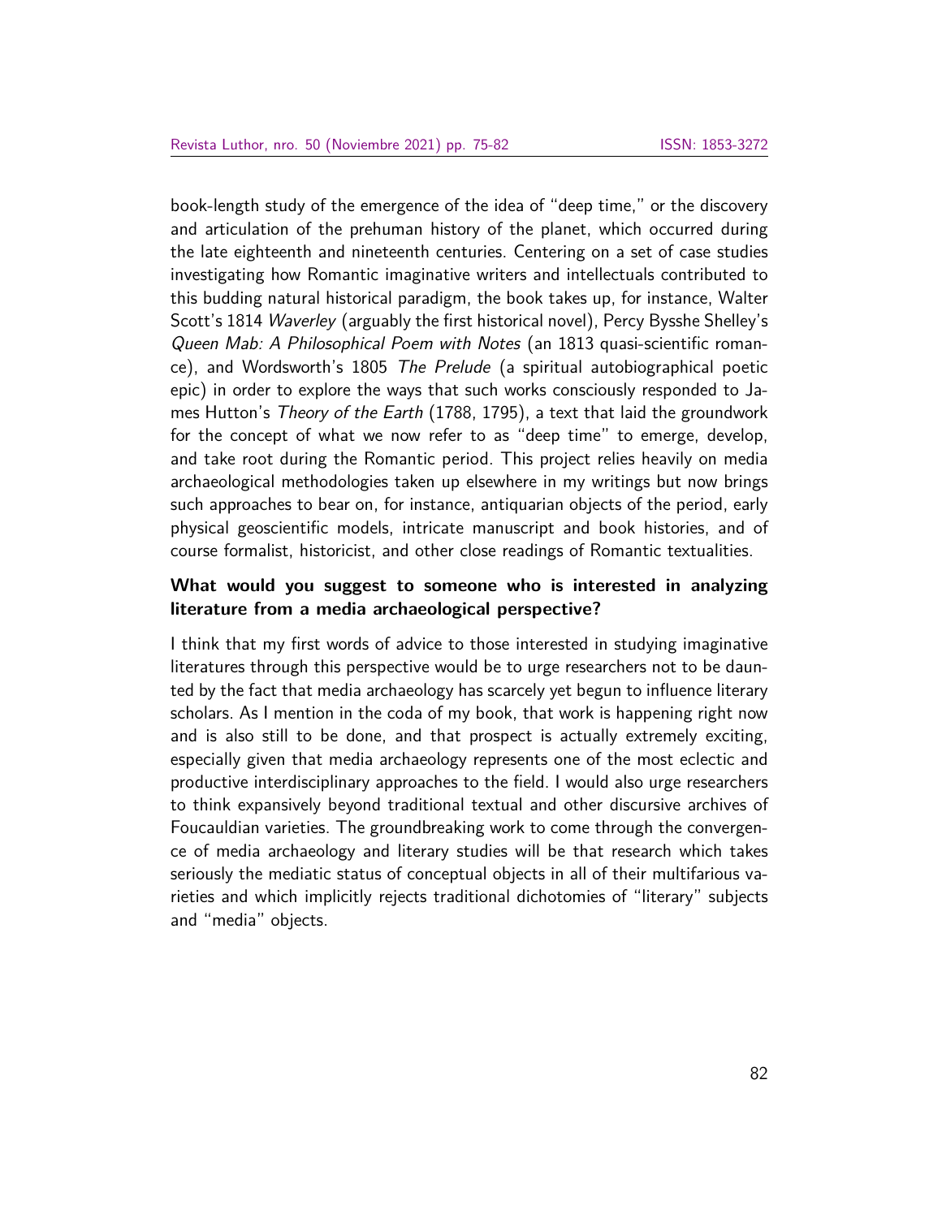book-length study of the emergence of the idea of "deep time," or the discovery and articulation of the prehuman history of the planet, which occurred during the late eighteenth and nineteenth centuries. Centering on a set of case studies investigating how Romantic imaginative writers and intellectuals contributed to this budding natural historical paradigm, the book takes up, for instance, Walter Scott's 1814 *Waverley* (arguably the first historical novel), Percy Bysshe Shelley's *Queen Mab: A Philosophical Poem with Notes* (an 1813 quasi-scientific romance), and Wordsworth's 1805 *The Prelude* (a spiritual autobiographical poetic epic) in order to explore the ways that such works consciously responded to James Hutton's *Theory of the Earth* (1788, 1795), a text that laid the groundwork for the concept of what we now refer to as "deep time" to emerge, develop, and take root during the Romantic period. This project relies heavily on media archaeological methodologies taken up elsewhere in my writings but now brings such approaches to bear on, for instance, antiquarian objects of the period, early physical geoscientific models, intricate manuscript and book histories, and of course formalist, historicist, and other close readings of Romantic textualities.

**What would you suggest to someone who is interested in analyzing literature from a media archaeological perspective?**

I think that my first words of advice to those interested in studying imaginative literatures through this perspective would be to urge researchers not to be daunted by the fact that media archaeology has scarcely yet begun to influence literary scholars. As I mention in the coda of my book, that work is happening right now and is also still to be done, and that prospect is actually extremely exciting, especially given that media archaeology represents one of the most eclectic and productive interdisciplinary approaches to the field. I would also urge researchers to think expansively beyond traditional textual and other discursive archives of Foucauldian varieties. The groundbreaking work to come through the convergence of media archaeology and literary studies will be that research which takes seriously the mediatic status of conceptual objects in all of their multifarious varieties and which implicitly rejects traditional dichotomies of "literary" subjects and "media" objects.